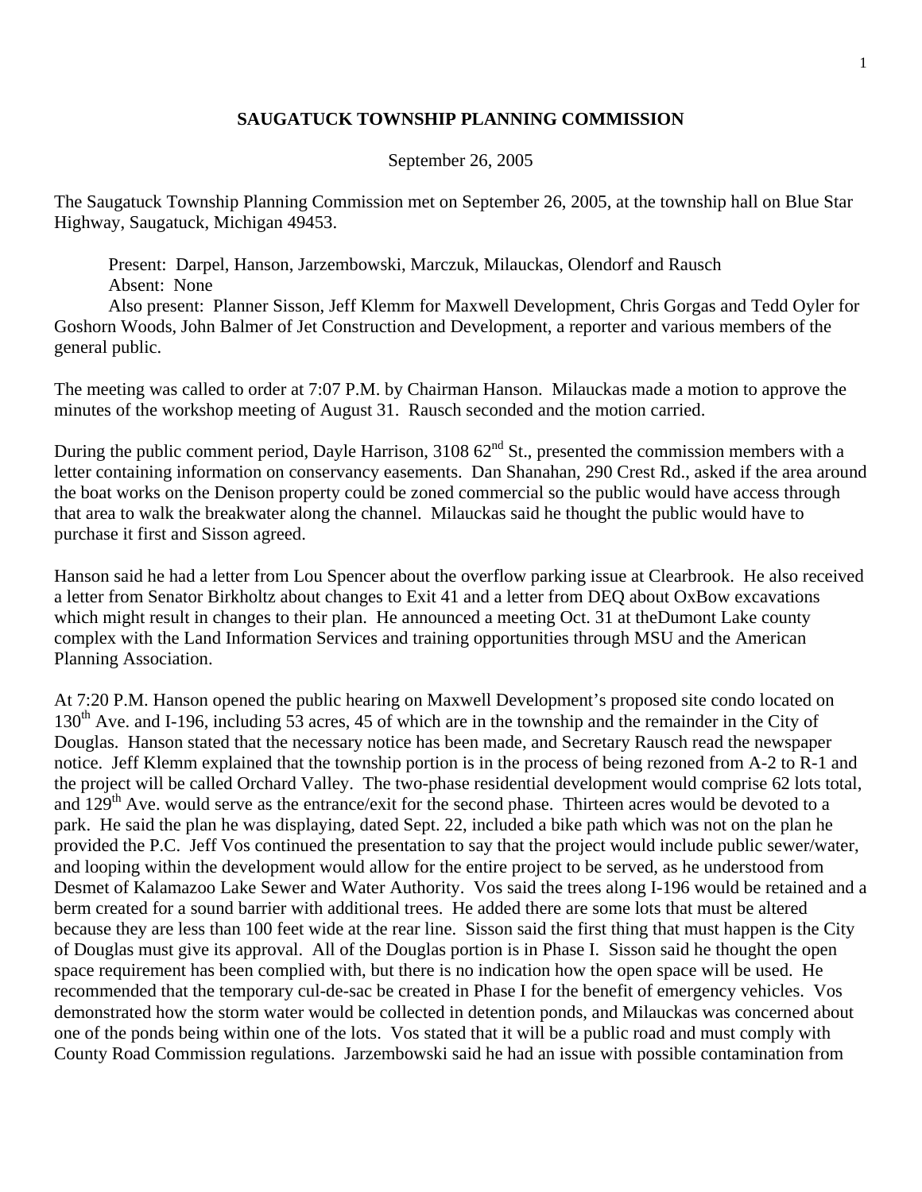# SAUGATUCK TOWNSHIP PLANNING COMMISSION

September 26, 2005

The Saugatuck Township Planning Commission met on September 26, 2005, at the township hall on Blue Star Highway, Saugatuck, Michigan 49453.

Present: Darpel, Hanson, Jarzembowski, Marczuk, Milauckas, Olendorf and Rausch
Absent: None
Also present: Planner Sisson, Jeff Klemm for Maxwell Development, Chris Gorgas and Tedd Oyler for Goshorn Woods, John Balmer of Jet Construction and Development, a reporter and various members of the general public.

The meeting was called to order at 7:07 P.M. by Chairman Hanson. Milauckas made a motion to approve the minutes of the workshop meeting of August 31. Rausch seconded and the motion carried.

During the public comment period, Dayle Harrison, 3108 62nd St., presented the commission members with a letter containing information on conservancy easements. Dan Shanahan, 290 Crest Rd., asked if the area around the boat works on the Denison property could be zoned commercial so the public would have access through that area to walk the breakwater along the channel. Milauckas said he thought the public would have to purchase it first and Sisson agreed.

Hanson said he had a letter from Lou Spencer about the overflow parking issue at Clearbrook. He also received a letter from Senator Birkholtz about changes to Exit 41 and a letter from DEQ about OxBow excavations which might result in changes to their plan. He announced a meeting Oct. 31 at theDumont Lake county complex with the Land Information Services and training opportunities through MSU and the American Planning Association.

At 7:20 P.M. Hanson opened the public hearing on Maxwell Development's proposed site condo located on 130th Ave. and I-196, including 53 acres, 45 of which are in the township and the remainder in the City of Douglas. Hanson stated that the necessary notice has been made, and Secretary Rausch read the newspaper notice. Jeff Klemm explained that the township portion is in the process of being rezoned from A-2 to R-1 and the project will be called Orchard Valley. The two-phase residential development would comprise 62 lots total, and 129th Ave. would serve as the entrance/exit for the second phase. Thirteen acres would be devoted to a park. He said the plan he was displaying, dated Sept. 22, included a bike path which was not on the plan he provided the P.C. Jeff Vos continued the presentation to say that the project would include public sewer/water, and looping within the development would allow for the entire project to be served, as he understood from Desmet of Kalamazoo Lake Sewer and Water Authority. Vos said the trees along I-196 would be retained and a berm created for a sound barrier with additional trees. He added there are some lots that must be altered because they are less than 100 feet wide at the rear line. Sisson said the first thing that must happen is the City of Douglas must give its approval. All of the Douglas portion is in Phase I. Sisson said he thought the open space requirement has been complied with, but there is no indication how the open space will be used. He recommended that the temporary cul-de-sac be created in Phase I for the benefit of emergency vehicles. Vos demonstrated how the storm water would be collected in detention ponds, and Milauckas was concerned about one of the ponds being within one of the lots. Vos stated that it will be a public road and must comply with County Road Commission regulations. Jarzembowski said he had an issue with possible contamination from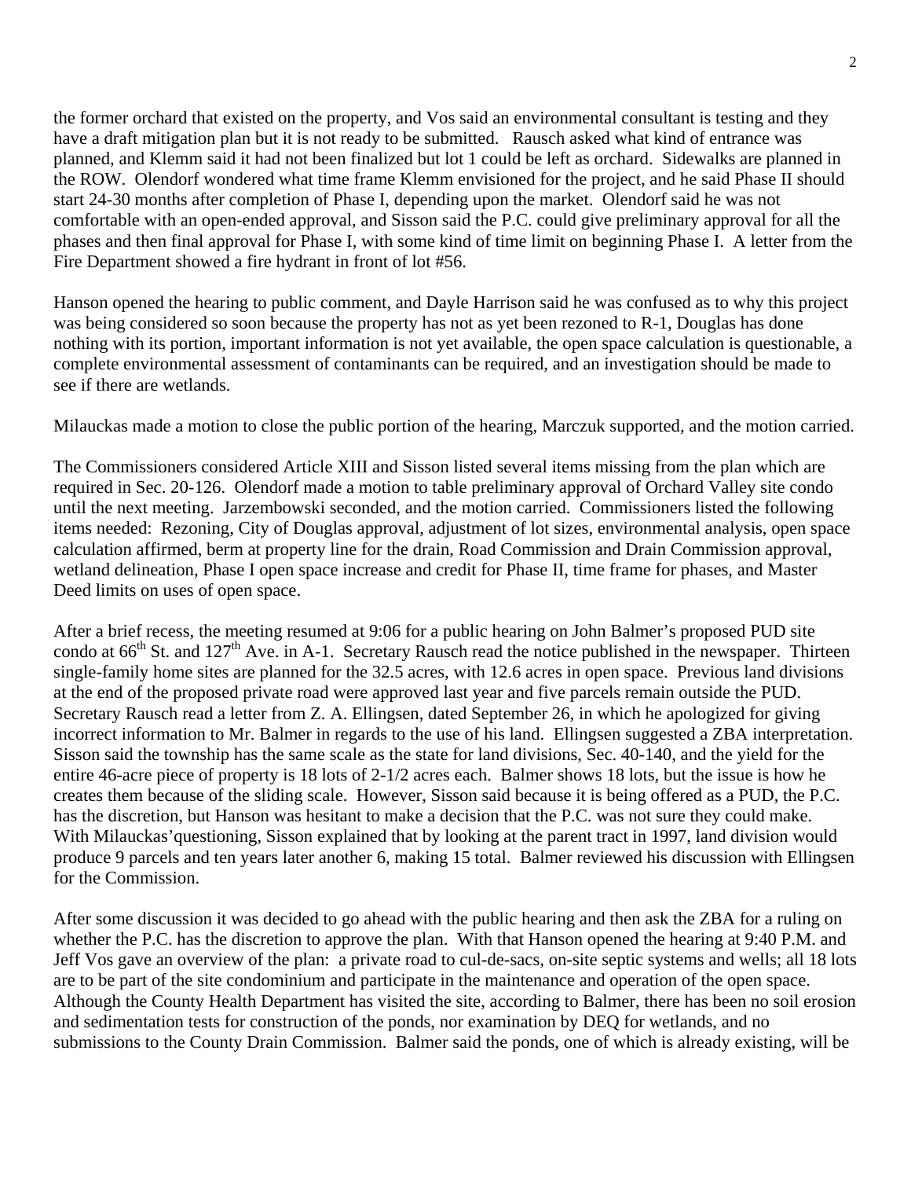the former orchard that existed on the property, and Vos said an environmental consultant is testing and they have a draft mitigation plan but it is not ready to be submitted. Rausch asked what kind of entrance was planned, and Klemm said it had not been finalized but lot 1 could be left as orchard. Sidewalks are planned in the ROW. Olendorf wondered what time frame Klemm envisioned for the project, and he said Phase II should start 24-30 months after completion of Phase I, depending upon the market. Olendorf said he was not comfortable with an open-ended approval, and Sisson said the P.C. could give preliminary approval for all the phases and then final approval for Phase I, with some kind of time limit on beginning Phase I. A letter from the Fire Department showed a fire hydrant in front of lot #56.

Hanson opened the hearing to public comment, and Dayle Harrison said he was confused as to why this project was being considered so soon because the property has not as yet been rezoned to R-1, Douglas has done nothing with its portion, important information is not yet available, the open space calculation is questionable, a complete environmental assessment of contaminants can be required, and an investigation should be made to see if there are wetlands.

Milauckas made a motion to close the public portion of the hearing, Marczuk supported, and the motion carried.

The Commissioners considered Article XIII and Sisson listed several items missing from the plan which are required in Sec. 20-126. Olendorf made a motion to table preliminary approval of Orchard Valley site condo until the next meeting. Jarzembowski seconded, and the motion carried. Commissioners listed the following items needed: Rezoning, City of Douglas approval, adjustment of lot sizes, environmental analysis, open space calculation affirmed, berm at property line for the drain, Road Commission and Drain Commission approval, wetland delineation, Phase I open space increase and credit for Phase II, time frame for phases, and Master Deed limits on uses of open space.

After a brief recess, the meeting resumed at 9:06 for a public hearing on John Balmer's proposed PUD site condo at 66th St. and 127th Ave. in A-1. Secretary Rausch read the notice published in the newspaper. Thirteen single-family home sites are planned for the 32.5 acres, with 12.6 acres in open space. Previous land divisions at the end of the proposed private road were approved last year and five parcels remain outside the PUD. Secretary Rausch read a letter from Z. A. Ellingsen, dated September 26, in which he apologized for giving incorrect information to Mr. Balmer in regards to the use of his land. Ellingsen suggested a ZBA interpretation. Sisson said the township has the same scale as the state for land divisions, Sec. 40-140, and the yield for the entire 46-acre piece of property is 18 lots of 2-1/2 acres each. Balmer shows 18 lots, but the issue is how he creates them because of the sliding scale. However, Sisson said because it is being offered as a PUD, the P.C. has the discretion, but Hanson was hesitant to make a decision that the P.C. was not sure they could make. With Milauckas'questioning, Sisson explained that by looking at the parent tract in 1997, land division would produce 9 parcels and ten years later another 6, making 15 total. Balmer reviewed his discussion with Ellingsen for the Commission.

After some discussion it was decided to go ahead with the public hearing and then ask the ZBA for a ruling on whether the P.C. has the discretion to approve the plan. With that Hanson opened the hearing at 9:40 P.M. and Jeff Vos gave an overview of the plan: a private road to cul-de-sacs, on-site septic systems and wells; all 18 lots are to be part of the site condominium and participate in the maintenance and operation of the open space. Although the County Health Department has visited the site, according to Balmer, there has been no soil erosion and sedimentation tests for construction of the ponds, nor examination by DEQ for wetlands, and no submissions to the County Drain Commission. Balmer said the ponds, one of which is already existing, will be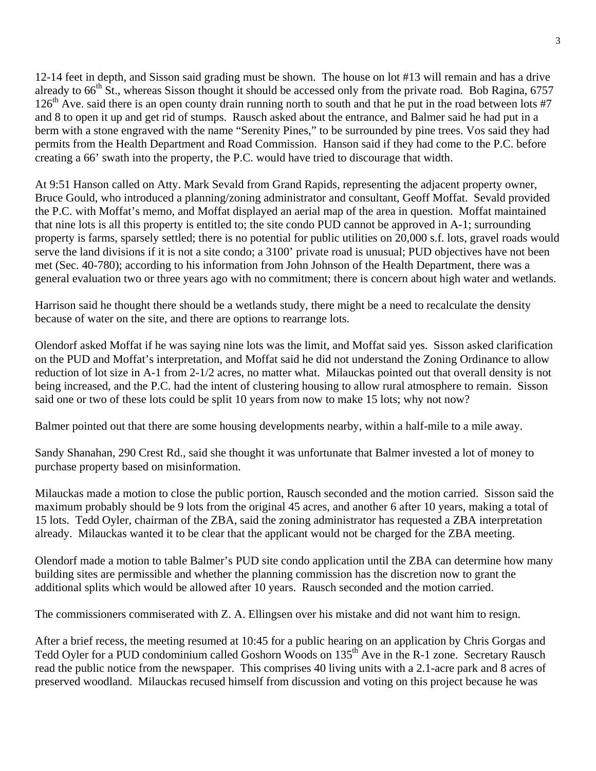12-14 feet in depth, and Sisson said grading must be shown. The house on lot #13 will remain and has a drive already to 66th St., whereas Sisson thought it should be accessed only from the private road. Bob Ragina, 6757 126th Ave. said there is an open county drain running north to south and that he put in the road between lots #7 and 8 to open it up and get rid of stumps. Rausch asked about the entrance, and Balmer said he had put in a berm with a stone engraved with the name "Serenity Pines," to be surrounded by pine trees. Vos said they had permits from the Health Department and Road Commission. Hanson said if they had come to the P.C. before creating a 66' swath into the property, the P.C. would have tried to discourage that width.

At 9:51 Hanson called on Atty. Mark Sevald from Grand Rapids, representing the adjacent property owner, Bruce Gould, who introduced a planning/zoning administrator and consultant, Geoff Moffat. Sevald provided the P.C. with Moffat's memo, and Moffat displayed an aerial map of the area in question. Moffat maintained that nine lots is all this property is entitled to; the site condo PUD cannot be approved in A-1; surrounding property is farms, sparsely settled; there is no potential for public utilities on 20,000 s.f. lots, gravel roads would serve the land divisions if it is not a site condo; a 3100' private road is unusual; PUD objectives have not been met (Sec. 40-780); according to his information from John Johnson of the Health Department, there was a general evaluation two or three years ago with no commitment; there is concern about high water and wetlands.

Harrison said he thought there should be a wetlands study, there might be a need to recalculate the density because of water on the site, and there are options to rearrange lots.

Olendorf asked Moffat if he was saying nine lots was the limit, and Moffat said yes. Sisson asked clarification on the PUD and Moffat's interpretation, and Moffat said he did not understand the Zoning Ordinance to allow reduction of lot size in A-1 from 2-1/2 acres, no matter what. Milauckas pointed out that overall density is not being increased, and the P.C. had the intent of clustering housing to allow rural atmosphere to remain. Sisson said one or two of these lots could be split 10 years from now to make 15 lots; why not now?

Balmer pointed out that there are some housing developments nearby, within a half-mile to a mile away.

Sandy Shanahan, 290 Crest Rd., said she thought it was unfortunate that Balmer invested a lot of money to purchase property based on misinformation.

Milauckas made a motion to close the public portion, Rausch seconded and the motion carried. Sisson said the maximum probably should be 9 lots from the original 45 acres, and another 6 after 10 years, making a total of 15 lots. Tedd Oyler, chairman of the ZBA, said the zoning administrator has requested a ZBA interpretation already. Milauckas wanted it to be clear that the applicant would not be charged for the ZBA meeting.

Olendorf made a motion to table Balmer's PUD site condo application until the ZBA can determine how many building sites are permissible and whether the planning commission has the discretion now to grant the additional splits which would be allowed after 10 years. Rausch seconded and the motion carried.

The commissioners commiserated with Z. A. Ellingsen over his mistake and did not want him to resign.

After a brief recess, the meeting resumed at 10:45 for a public hearing on an application by Chris Gorgas and Tedd Oyler for a PUD condominium called Goshorn Woods on 135th Ave in the R-1 zone. Secretary Rausch read the public notice from the newspaper. This comprises 40 living units with a 2.1-acre park and 8 acres of preserved woodland. Milauckas recused himself from discussion and voting on this project because he was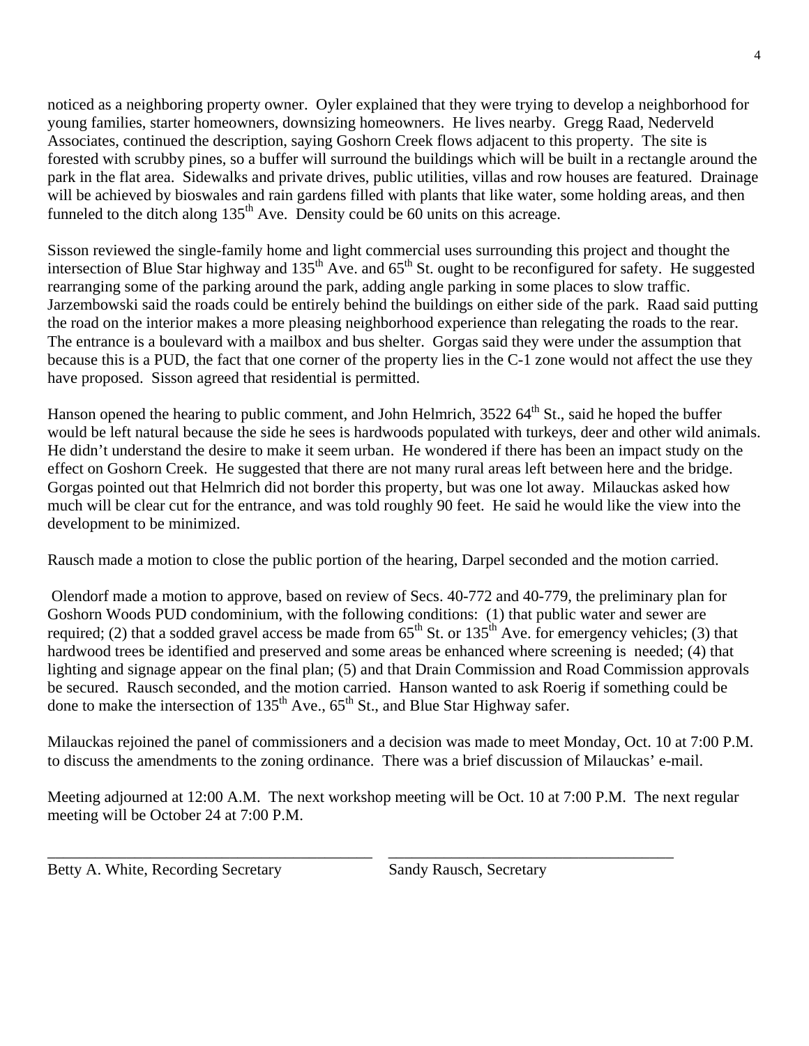noticed as a neighboring property owner. Oyler explained that they were trying to develop a neighborhood for young families, starter homeowners, downsizing homeowners. He lives nearby. Gregg Raad, Nederveld Associates, continued the description, saying Goshorn Creek flows adjacent to this property. The site is forested with scrubby pines, so a buffer will surround the buildings which will be built in a rectangle around the park in the flat area. Sidewalks and private drives, public utilities, villas and row houses are featured. Drainage will be achieved by bioswales and rain gardens filled with plants that like water, some holding areas, and then funneled to the ditch along 135th Ave. Density could be 60 units on this acreage.

Sisson reviewed the single-family home and light commercial uses surrounding this project and thought the intersection of Blue Star highway and 135th Ave. and 65th St. ought to be reconfigured for safety. He suggested rearranging some of the parking around the park, adding angle parking in some places to slow traffic. Jarzembowski said the roads could be entirely behind the buildings on either side of the park. Raad said putting the road on the interior makes a more pleasing neighborhood experience than relegating the roads to the rear. The entrance is a boulevard with a mailbox and bus shelter. Gorgas said they were under the assumption that because this is a PUD, the fact that one corner of the property lies in the C-1 zone would not affect the use they have proposed. Sisson agreed that residential is permitted.

Hanson opened the hearing to public comment, and John Helmrich, 3522 64th St., said he hoped the buffer would be left natural because the side he sees is hardwoods populated with turkeys, deer and other wild animals. He didn't understand the desire to make it seem urban. He wondered if there has been an impact study on the effect on Goshorn Creek. He suggested that there are not many rural areas left between here and the bridge. Gorgas pointed out that Helmrich did not border this property, but was one lot away. Milauckas asked how much will be clear cut for the entrance, and was told roughly 90 feet. He said he would like the view into the development to be minimized.

Rausch made a motion to close the public portion of the hearing, Darpel seconded and the motion carried.

Olendorf made a motion to approve, based on review of Secs. 40-772 and 40-779, the preliminary plan for Goshorn Woods PUD condominium, with the following conditions: (1) that public water and sewer are required; (2) that a sodded gravel access be made from 65th St. or 135th Ave. for emergency vehicles; (3) that hardwood trees be identified and preserved and some areas be enhanced where screening is needed; (4) that lighting and signage appear on the final plan; (5) and that Drain Commission and Road Commission approvals be secured. Rausch seconded, and the motion carried. Hanson wanted to ask Roerig if something could be done to make the intersection of 135th Ave., 65th St., and Blue Star Highway safer.

Milauckas rejoined the panel of commissioners and a decision was made to meet Monday, Oct. 10 at 7:00 P.M. to discuss the amendments to the zoning ordinance. There was a brief discussion of Milauckas' e-mail.

Meeting adjourned at 12:00 A.M. The next workshop meeting will be Oct. 10 at 7:00 P.M. The next regular meeting will be October 24 at 7:00 P.M.

\_\_\_\_\_\_\_\_\_\_\_\_\_\_\_\_\_\_\_\_\_\_\_\_\_\_\_\_\_\_\_\_\_\_\_\_\_\_\_\_\_\_ \_\_\_\_\_\_\_\_\_\_\_\_\_\_\_\_\_\_\_\_\_\_\_\_\_\_\_\_\_\_\_\_\_\_\_\_\_\_\_

Betty A. White, Recording Secretary          Sandy Rausch, Secretary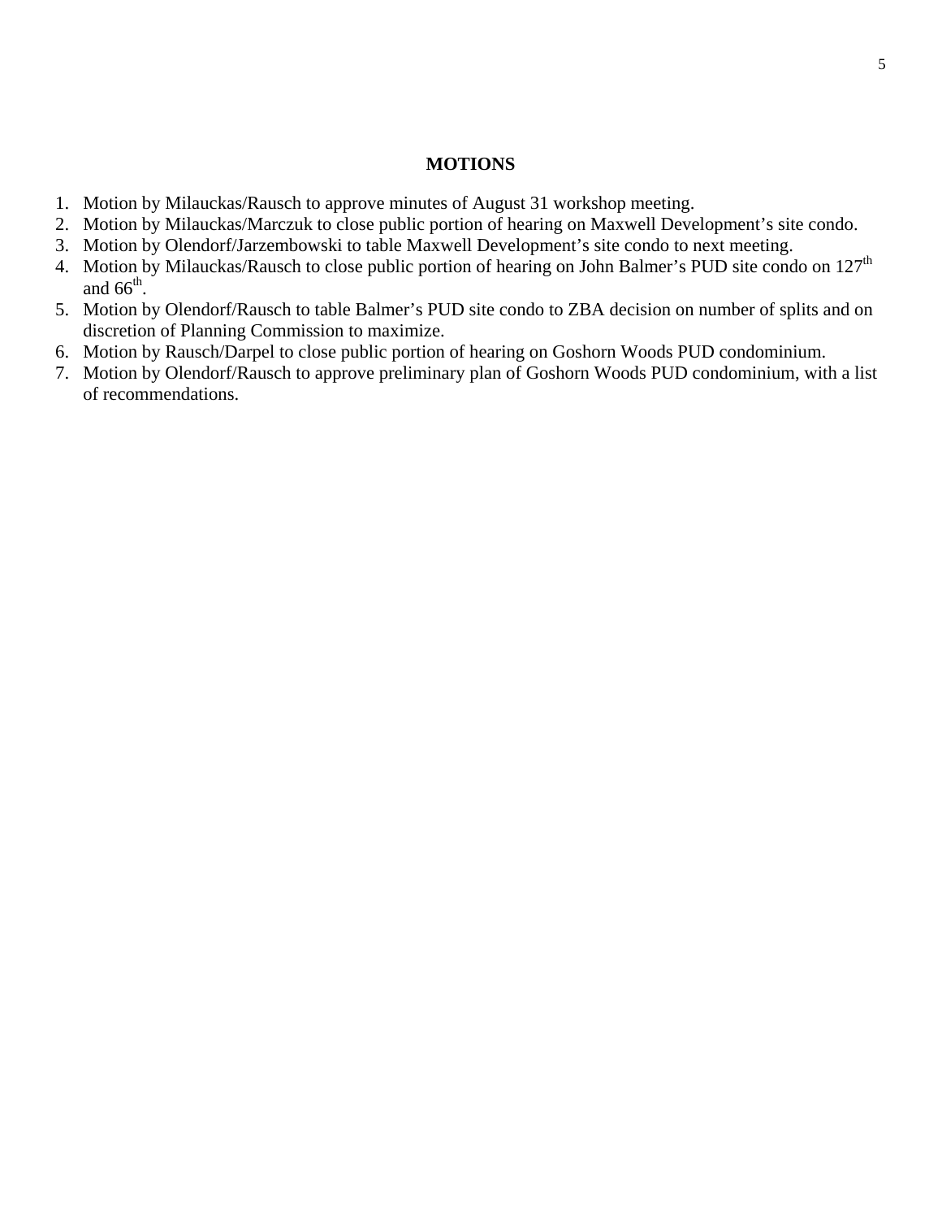**MOTIONS**

1. Motion by Milauckas/Rausch to approve minutes of August 31 workshop meeting.
2. Motion by Milauckas/Marczuk to close public portion of hearing on Maxwell Development's site condo.
3. Motion by Olendorf/Jarzembowski to table Maxwell Development's site condo to next meeting.
4. Motion by Milauckas/Rausch to close public portion of hearing on John Balmer's PUD site condo on 127th and 66th.
5. Motion by Olendorf/Rausch to table Balmer's PUD site condo to ZBA decision on number of splits and on discretion of Planning Commission to maximize.
6. Motion by Rausch/Darpel to close public portion of hearing on Goshorn Woods PUD condominium.
7. Motion by Olendorf/Rausch to approve preliminary plan of Goshorn Woods PUD condominium, with a list of recommendations.